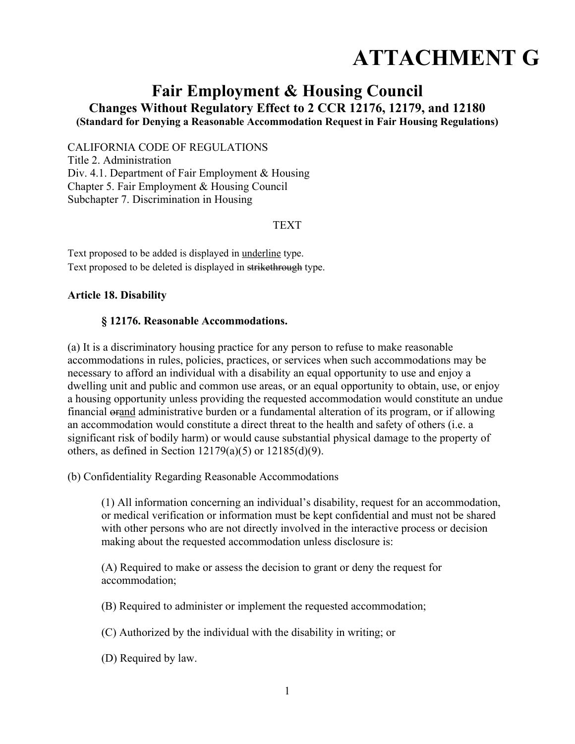# ATTACHMENT G

## Fair Employment & Housing Council

### Changes Without Regulatory Effect to 2 CCR 12176, 12179, and 12180

#### (Standard for Denying a Reasonable Accommodation Request in Fair Housing Regulations)

CALIFORNIA CODE OF REGULATIONS
Title 2. Administration
Div. 4.1. Department of Fair Employment & Housing
Chapter 5. Fair Employment & Housing Council
Subchapter 7. Discrimination in Housing

TEXT

Text proposed to be added is displayed in <u>underline</u> type.
Text proposed to be deleted is displayed in ~~strikethrough~~ type.

**Article 18. Disability**

**§ 12176. Reasonable Accommodations.**

(a) It is a discriminatory housing practice for any person to refuse to make reasonable accommodations in rules, policies, practices, or services when such accommodations may be necessary to afford an individual with a disability an equal opportunity to use and enjoy a dwelling unit and public and common use areas, or an equal opportunity to obtain, use, or enjoy a housing opportunity unless providing the requested accommodation would constitute an undue financial ~~or~~<u>and</u> administrative burden or a fundamental alteration of its program, or if allowing an accommodation would constitute a direct threat to the health and safety of others (i.e. a significant risk of bodily harm) or would cause substantial physical damage to the property of others, as defined in Section 12179(a)(5) or 12185(d)(9).

(b) Confidentiality Regarding Reasonable Accommodations

(1) All information concerning an individual's disability, request for an accommodation, or medical verification or information must be kept confidential and must not be shared with other persons who are not directly involved in the interactive process or decision making about the requested accommodation unless disclosure is:

(A) Required to make or assess the decision to grant or deny the request for accommodation;

(B) Required to administer or implement the requested accommodation;

(C) Authorized by the individual with the disability in writing; or

(D) Required by law.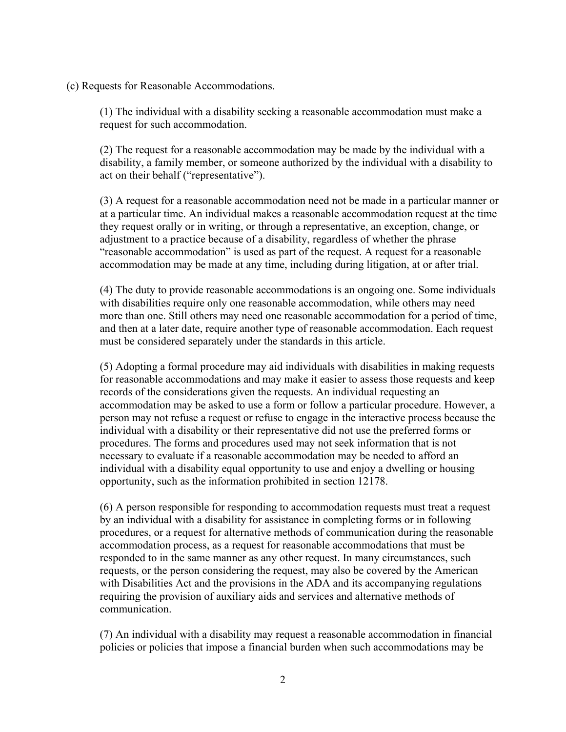(c) Requests for Reasonable Accommodations.

(1) The individual with a disability seeking a reasonable accommodation must make a request for such accommodation.

(2) The request for a reasonable accommodation may be made by the individual with a disability, a family member, or someone authorized by the individual with a disability to act on their behalf ("representative").

(3) A request for a reasonable accommodation need not be made in a particular manner or at a particular time. An individual makes a reasonable accommodation request at the time they request orally or in writing, or through a representative, an exception, change, or adjustment to a practice because of a disability, regardless of whether the phrase "reasonable accommodation" is used as part of the request. A request for a reasonable accommodation may be made at any time, including during litigation, at or after trial.

(4) The duty to provide reasonable accommodations is an ongoing one. Some individuals with disabilities require only one reasonable accommodation, while others may need more than one. Still others may need one reasonable accommodation for a period of time, and then at a later date, require another type of reasonable accommodation. Each request must be considered separately under the standards in this article.

(5) Adopting a formal procedure may aid individuals with disabilities in making requests for reasonable accommodations and may make it easier to assess those requests and keep records of the considerations given the requests. An individual requesting an accommodation may be asked to use a form or follow a particular procedure. However, a person may not refuse a request or refuse to engage in the interactive process because the individual with a disability or their representative did not use the preferred forms or procedures. The forms and procedures used may not seek information that is not necessary to evaluate if a reasonable accommodation may be needed to afford an individual with a disability equal opportunity to use and enjoy a dwelling or housing opportunity, such as the information prohibited in section 12178.

(6) A person responsible for responding to accommodation requests must treat a request by an individual with a disability for assistance in completing forms or in following procedures, or a request for alternative methods of communication during the reasonable accommodation process, as a request for reasonable accommodations that must be responded to in the same manner as any other request. In many circumstances, such requests, or the person considering the request, may also be covered by the American with Disabilities Act and the provisions in the ADA and its accompanying regulations requiring the provision of auxiliary aids and services and alternative methods of communication.

(7) An individual with a disability may request a reasonable accommodation in financial policies or policies that impose a financial burden when such accommodations may be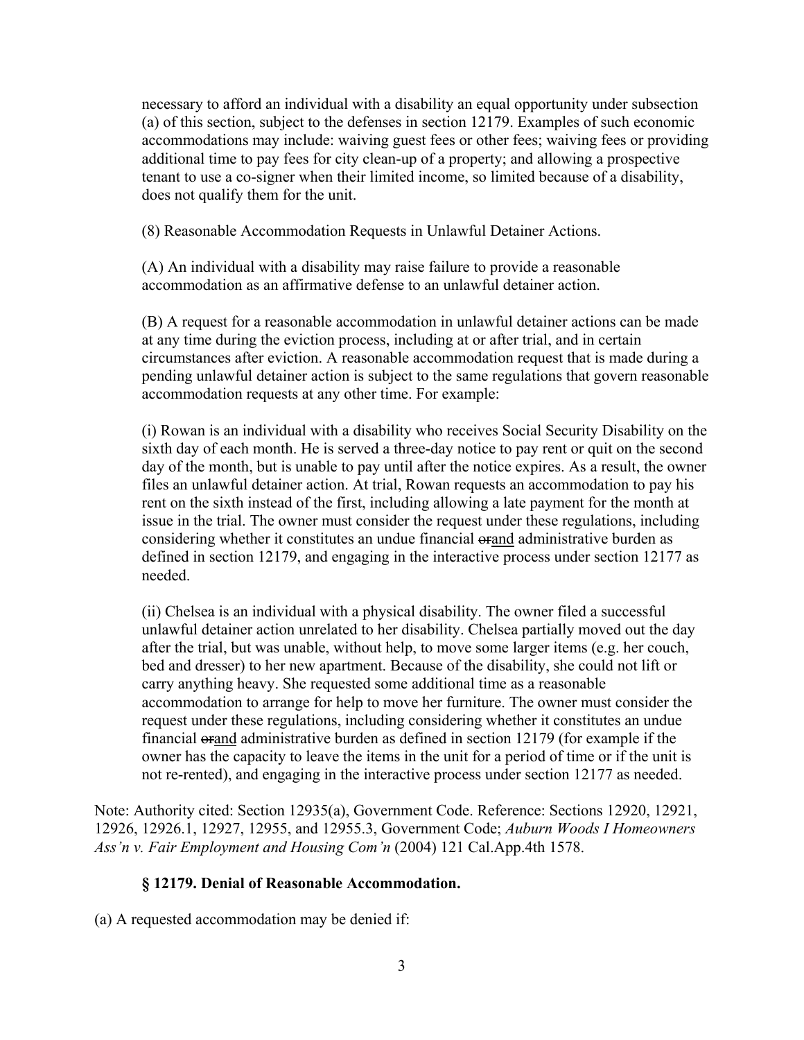necessary to afford an individual with a disability an equal opportunity under subsection (a) of this section, subject to the defenses in section 12179. Examples of such economic accommodations may include: waiving guest fees or other fees; waiving fees or providing additional time to pay fees for city clean-up of a property; and allowing a prospective tenant to use a co-signer when their limited income, so limited because of a disability, does not qualify them for the unit.

(8) Reasonable Accommodation Requests in Unlawful Detainer Actions.

(A) An individual with a disability may raise failure to provide a reasonable accommodation as an affirmative defense to an unlawful detainer action.

(B) A request for a reasonable accommodation in unlawful detainer actions can be made at any time during the eviction process, including at or after trial, and in certain circumstances after eviction. A reasonable accommodation request that is made during a pending unlawful detainer action is subject to the same regulations that govern reasonable accommodation requests at any other time. For example:

(i) Rowan is an individual with a disability who receives Social Security Disability on the sixth day of each month. He is served a three-day notice to pay rent or quit on the second day of the month, but is unable to pay until after the notice expires. As a result, the owner files an unlawful detainer action. At trial, Rowan requests an accommodation to pay his rent on the sixth instead of the first, including allowing a late payment for the month at issue in the trial. The owner must consider the request under these regulations, including considering whether it constitutes an undue financial ~~or~~<u>and</u> administrative burden as defined in section 12179, and engaging in the interactive process under section 12177 as needed.

(ii) Chelsea is an individual with a physical disability. The owner filed a successful unlawful detainer action unrelated to her disability. Chelsea partially moved out the day after the trial, but was unable, without help, to move some larger items (e.g. her couch, bed and dresser) to her new apartment. Because of the disability, she could not lift or carry anything heavy. She requested some additional time as a reasonable accommodation to arrange for help to move her furniture. The owner must consider the request under these regulations, including considering whether it constitutes an undue financial ~~or~~<u>and</u> administrative burden as defined in section 12179 (for example if the owner has the capacity to leave the items in the unit for a period of time or if the unit is not re-rented), and engaging in the interactive process under section 12177 as needed.

Note: Authority cited: Section 12935(a), Government Code. Reference: Sections 12920, 12921, 12926, 12926.1, 12927, 12955, and 12955.3, Government Code; *Auburn Woods I Homeowners Ass'n v. Fair Employment and Housing Com'n* (2004) 121 Cal.App.4th 1578.

### § 12179. Denial of Reasonable Accommodation.

(a) A requested accommodation may be denied if: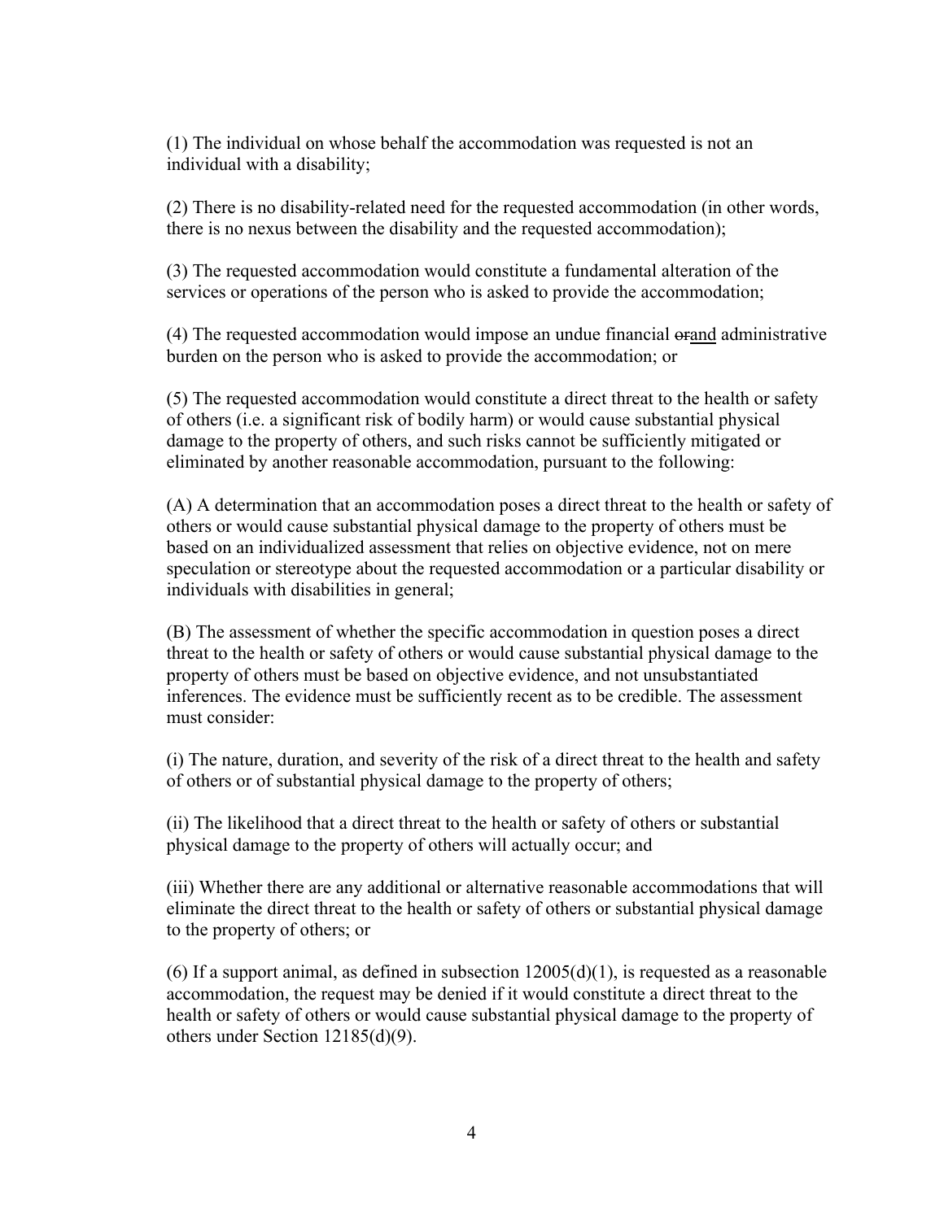(1) The individual on whose behalf the accommodation was requested is not an individual with a disability;

(2) There is no disability-related need for the requested accommodation (in other words, there is no nexus between the disability and the requested accommodation);

(3) The requested accommodation would constitute a fundamental alteration of the services or operations of the person who is asked to provide the accommodation;

(4) The requested accommodation would impose an undue financial ~~or~~<u>and</u> administrative burden on the person who is asked to provide the accommodation; or

(5) The requested accommodation would constitute a direct threat to the health or safety of others (i.e. a significant risk of bodily harm) or would cause substantial physical damage to the property of others, and such risks cannot be sufficiently mitigated or eliminated by another reasonable accommodation, pursuant to the following:

(A) A determination that an accommodation poses a direct threat to the health or safety of others or would cause substantial physical damage to the property of others must be based on an individualized assessment that relies on objective evidence, not on mere speculation or stereotype about the requested accommodation or a particular disability or individuals with disabilities in general;

(B) The assessment of whether the specific accommodation in question poses a direct threat to the health or safety of others or would cause substantial physical damage to the property of others must be based on objective evidence, and not unsubstantiated inferences. The evidence must be sufficiently recent as to be credible. The assessment must consider:

(i) The nature, duration, and severity of the risk of a direct threat to the health and safety of others or of substantial physical damage to the property of others;

(ii) The likelihood that a direct threat to the health or safety of others or substantial physical damage to the property of others will actually occur; and

(iii) Whether there are any additional or alternative reasonable accommodations that will eliminate the direct threat to the health or safety of others or substantial physical damage to the property of others; or

(6) If a support animal, as defined in subsection 12005(d)(1), is requested as a reasonable accommodation, the request may be denied if it would constitute a direct threat to the health or safety of others or would cause substantial physical damage to the property of others under Section 12185(d)(9).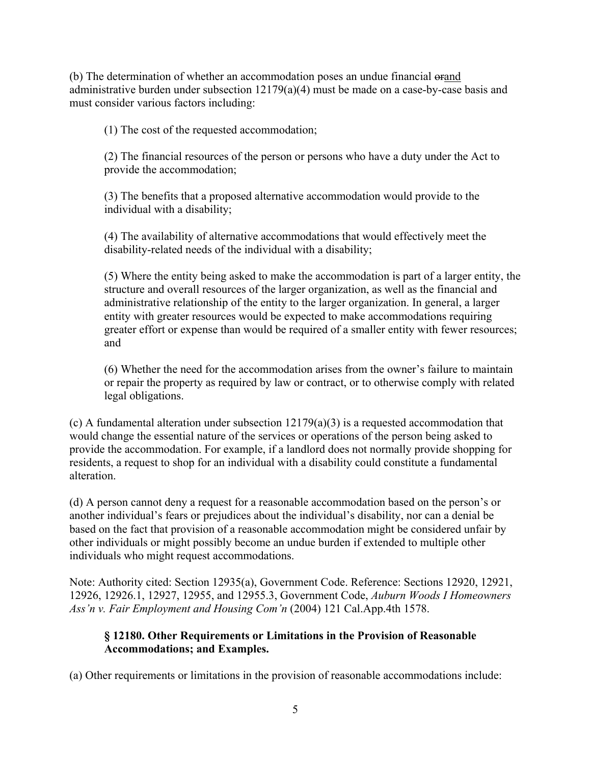(b) The determination of whether an accommodation poses an undue financial ~~or~~<u>and</u> administrative burden under subsection 12179(a)(4) must be made on a case-by-case basis and must consider various factors including:

(1) The cost of the requested accommodation;

(2) The financial resources of the person or persons who have a duty under the Act to provide the accommodation;

(3) The benefits that a proposed alternative accommodation would provide to the individual with a disability;

(4) The availability of alternative accommodations that would effectively meet the disability-related needs of the individual with a disability;

(5) Where the entity being asked to make the accommodation is part of a larger entity, the structure and overall resources of the larger organization, as well as the financial and administrative relationship of the entity to the larger organization. In general, a larger entity with greater resources would be expected to make accommodations requiring greater effort or expense than would be required of a smaller entity with fewer resources; and

(6) Whether the need for the accommodation arises from the owner's failure to maintain or repair the property as required by law or contract, or to otherwise comply with related legal obligations.

(c) A fundamental alteration under subsection 12179(a)(3) is a requested accommodation that would change the essential nature of the services or operations of the person being asked to provide the accommodation. For example, if a landlord does not normally provide shopping for residents, a request to shop for an individual with a disability could constitute a fundamental alteration.

(d) A person cannot deny a request for a reasonable accommodation based on the person's or another individual's fears or prejudices about the individual's disability, nor can a denial be based on the fact that provision of a reasonable accommodation might be considered unfair by other individuals or might possibly become an undue burden if extended to multiple other individuals who might request accommodations.

Note: Authority cited: Section 12935(a), Government Code. Reference: Sections 12920, 12921, 12926, 12926.1, 12927, 12955, and 12955.3, Government Code, *Auburn Woods I Homeowners Ass'n v. Fair Employment and Housing Com'n* (2004) 121 Cal.App.4th 1578.

### § 12180. Other Requirements or Limitations in the Provision of Reasonable Accommodations; and Examples.

(a) Other requirements or limitations in the provision of reasonable accommodations include: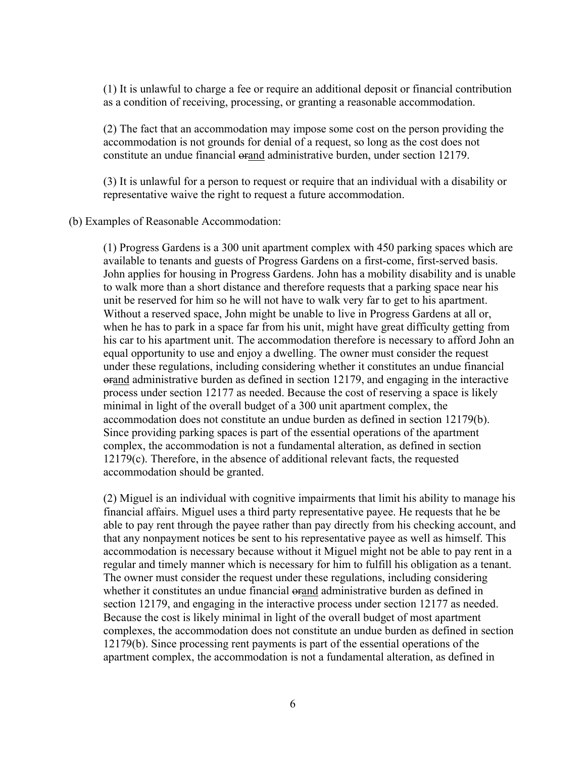(1) It is unlawful to charge a fee or require an additional deposit or financial contribution as a condition of receiving, processing, or granting a reasonable accommodation.

(2) The fact that an accommodation may impose some cost on the person providing the accommodation is not grounds for denial of a request, so long as the cost does not constitute an undue financial ~~or~~<u>and</u> administrative burden, under section 12179.

(3) It is unlawful for a person to request or require that an individual with a disability or representative waive the right to request a future accommodation.

(b) Examples of Reasonable Accommodation:

(1) Progress Gardens is a 300 unit apartment complex with 450 parking spaces which are available to tenants and guests of Progress Gardens on a first-come, first-served basis. John applies for housing in Progress Gardens. John has a mobility disability and is unable to walk more than a short distance and therefore requests that a parking space near his unit be reserved for him so he will not have to walk very far to get to his apartment. Without a reserved space, John might be unable to live in Progress Gardens at all or, when he has to park in a space far from his unit, might have great difficulty getting from his car to his apartment unit. The accommodation therefore is necessary to afford John an equal opportunity to use and enjoy a dwelling. The owner must consider the request under these regulations, including considering whether it constitutes an undue financial ~~or~~<u>and</u> administrative burden as defined in section 12179, and engaging in the interactive process under section 12177 as needed. Because the cost of reserving a space is likely minimal in light of the overall budget of a 300 unit apartment complex, the accommodation does not constitute an undue burden as defined in section 12179(b). Since providing parking spaces is part of the essential operations of the apartment complex, the accommodation is not a fundamental alteration, as defined in section 12179(c). Therefore, in the absence of additional relevant facts, the requested accommodation should be granted.

(2) Miguel is an individual with cognitive impairments that limit his ability to manage his financial affairs. Miguel uses a third party representative payee. He requests that he be able to pay rent through the payee rather than pay directly from his checking account, and that any nonpayment notices be sent to his representative payee as well as himself. This accommodation is necessary because without it Miguel might not be able to pay rent in a regular and timely manner which is necessary for him to fulfill his obligation as a tenant. The owner must consider the request under these regulations, including considering whether it constitutes an undue financial ~~or~~<u>and</u> administrative burden as defined in section 12179, and engaging in the interactive process under section 12177 as needed. Because the cost is likely minimal in light of the overall budget of most apartment complexes, the accommodation does not constitute an undue burden as defined in section 12179(b). Since processing rent payments is part of the essential operations of the apartment complex, the accommodation is not a fundamental alteration, as defined in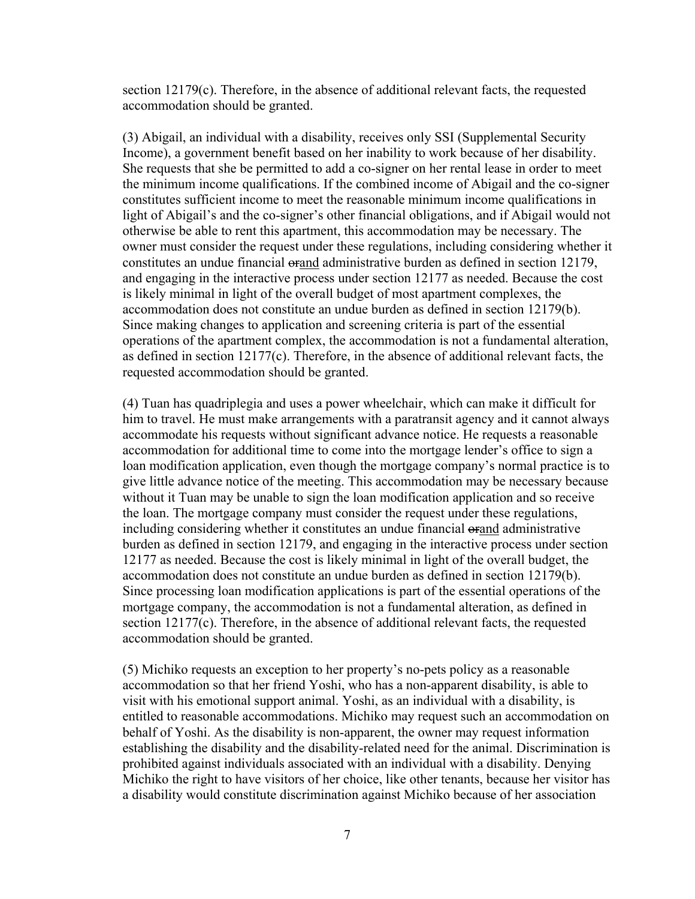section 12179(c). Therefore, in the absence of additional relevant facts, the requested accommodation should be granted.

(3) Abigail, an individual with a disability, receives only SSI (Supplemental Security Income), a government benefit based on her inability to work because of her disability. She requests that she be permitted to add a co-signer on her rental lease in order to meet the minimum income qualifications. If the combined income of Abigail and the co-signer constitutes sufficient income to meet the reasonable minimum income qualifications in light of Abigail's and the co-signer's other financial obligations, and if Abigail would not otherwise be able to rent this apartment, this accommodation may be necessary. The owner must consider the request under these regulations, including considering whether it constitutes an undue financial ~~or~~and administrative burden as defined in section 12179, and engaging in the interactive process under section 12177 as needed. Because the cost is likely minimal in light of the overall budget of most apartment complexes, the accommodation does not constitute an undue burden as defined in section 12179(b). Since making changes to application and screening criteria is part of the essential operations of the apartment complex, the accommodation is not a fundamental alteration, as defined in section 12177(c). Therefore, in the absence of additional relevant facts, the requested accommodation should be granted.

(4) Tuan has quadriplegia and uses a power wheelchair, which can make it difficult for him to travel. He must make arrangements with a paratransit agency and it cannot always accommodate his requests without significant advance notice. He requests a reasonable accommodation for additional time to come into the mortgage lender's office to sign a loan modification application, even though the mortgage company's normal practice is to give little advance notice of the meeting. This accommodation may be necessary because without it Tuan may be unable to sign the loan modification application and so receive the loan. The mortgage company must consider the request under these regulations, including considering whether it constitutes an undue financial ~~or~~and administrative burden as defined in section 12179, and engaging in the interactive process under section 12177 as needed. Because the cost is likely minimal in light of the overall budget, the accommodation does not constitute an undue burden as defined in section 12179(b). Since processing loan modification applications is part of the essential operations of the mortgage company, the accommodation is not a fundamental alteration, as defined in section 12177(c). Therefore, in the absence of additional relevant facts, the requested accommodation should be granted.

(5) Michiko requests an exception to her property's no-pets policy as a reasonable accommodation so that her friend Yoshi, who has a non-apparent disability, is able to visit with his emotional support animal. Yoshi, as an individual with a disability, is entitled to reasonable accommodations. Michiko may request such an accommodation on behalf of Yoshi. As the disability is non-apparent, the owner may request information establishing the disability and the disability-related need for the animal. Discrimination is prohibited against individuals associated with an individual with a disability. Denying Michiko the right to have visitors of her choice, like other tenants, because her visitor has a disability would constitute discrimination against Michiko because of her association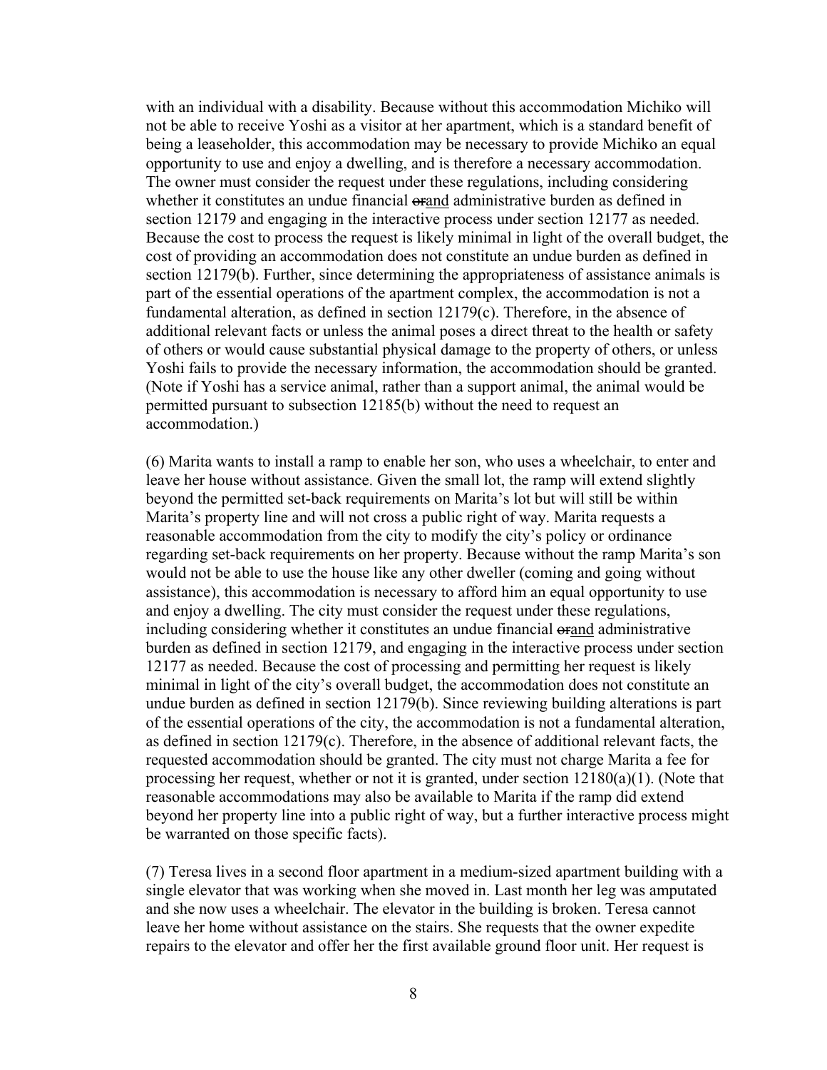with an individual with a disability. Because without this accommodation Michiko will not be able to receive Yoshi as a visitor at her apartment, which is a standard benefit of being a leaseholder, this accommodation may be necessary to provide Michiko an equal opportunity to use and enjoy a dwelling, and is therefore a necessary accommodation. The owner must consider the request under these regulations, including considering whether it constitutes an undue financial ~~or~~<u>and</u> administrative burden as defined in section 12179 and engaging in the interactive process under section 12177 as needed. Because the cost to process the request is likely minimal in light of the overall budget, the cost of providing an accommodation does not constitute an undue burden as defined in section 12179(b). Further, since determining the appropriateness of assistance animals is part of the essential operations of the apartment complex, the accommodation is not a fundamental alteration, as defined in section 12179(c). Therefore, in the absence of additional relevant facts or unless the animal poses a direct threat to the health or safety of others or would cause substantial physical damage to the property of others, or unless Yoshi fails to provide the necessary information, the accommodation should be granted. (Note if Yoshi has a service animal, rather than a support animal, the animal would be permitted pursuant to subsection 12185(b) without the need to request an accommodation.)

(6) Marita wants to install a ramp to enable her son, who uses a wheelchair, to enter and leave her house without assistance. Given the small lot, the ramp will extend slightly beyond the permitted set-back requirements on Marita's lot but will still be within Marita's property line and will not cross a public right of way. Marita requests a reasonable accommodation from the city to modify the city's policy or ordinance regarding set-back requirements on her property. Because without the ramp Marita's son would not be able to use the house like any other dweller (coming and going without assistance), this accommodation is necessary to afford him an equal opportunity to use and enjoy a dwelling. The city must consider the request under these regulations, including considering whether it constitutes an undue financial ~~or~~<u>and</u> administrative burden as defined in section 12179, and engaging in the interactive process under section 12177 as needed. Because the cost of processing and permitting her request is likely minimal in light of the city's overall budget, the accommodation does not constitute an undue burden as defined in section 12179(b). Since reviewing building alterations is part of the essential operations of the city, the accommodation is not a fundamental alteration, as defined in section 12179(c). Therefore, in the absence of additional relevant facts, the requested accommodation should be granted. The city must not charge Marita a fee for processing her request, whether or not it is granted, under section 12180(a)(1). (Note that reasonable accommodations may also be available to Marita if the ramp did extend beyond her property line into a public right of way, but a further interactive process might be warranted on those specific facts).

(7) Teresa lives in a second floor apartment in a medium-sized apartment building with a single elevator that was working when she moved in. Last month her leg was amputated and she now uses a wheelchair. The elevator in the building is broken. Teresa cannot leave her home without assistance on the stairs. She requests that the owner expedite repairs to the elevator and offer her the first available ground floor unit. Her request is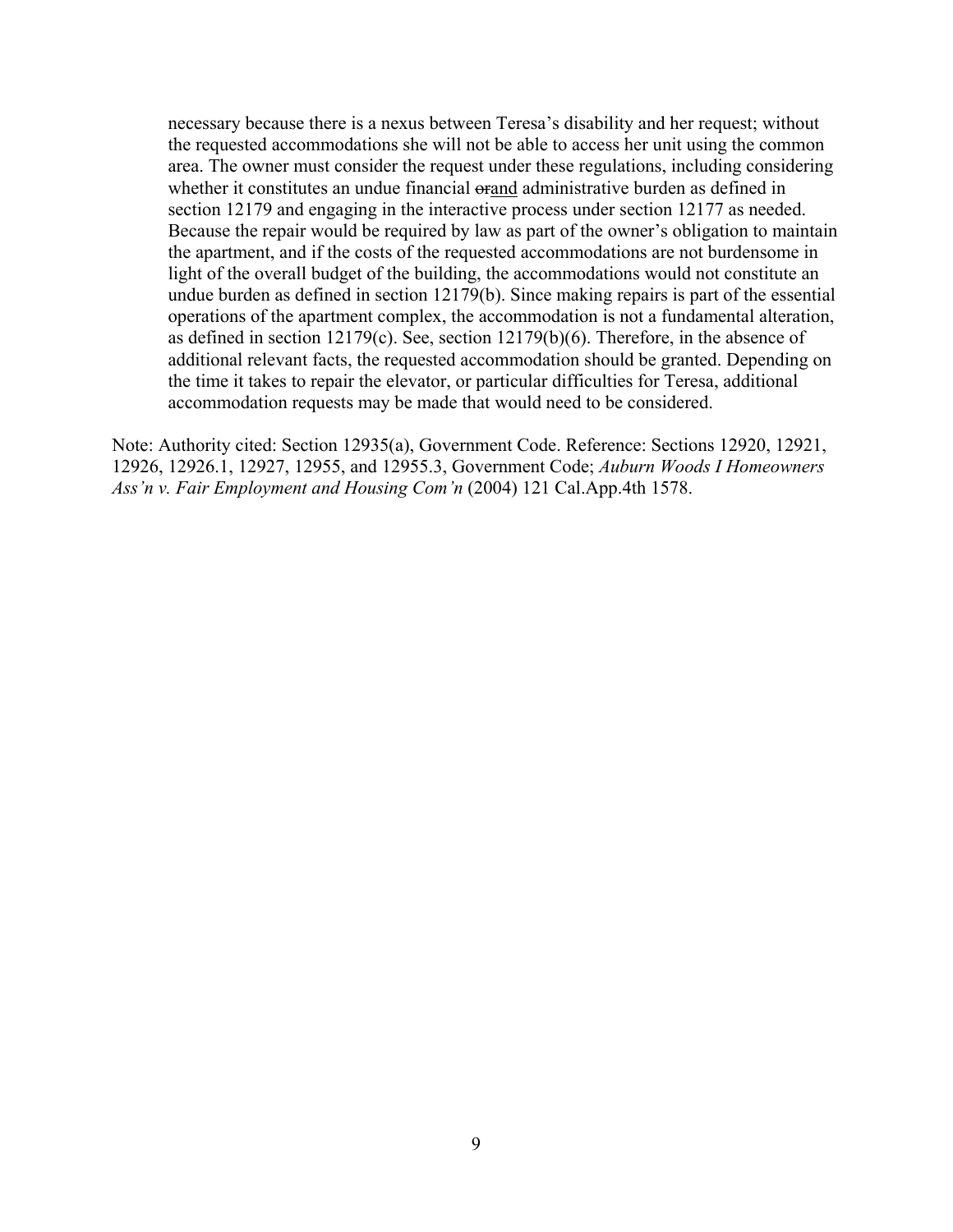necessary because there is a nexus between Teresa's disability and her request; without the requested accommodations she will not be able to access her unit using the common area. The owner must consider the request under these regulations, including considering whether it constitutes an undue financial ~~or~~<u>and</u> administrative burden as defined in section 12179 and engaging in the interactive process under section 12177 as needed. Because the repair would be required by law as part of the owner's obligation to maintain the apartment, and if the costs of the requested accommodations are not burdensome in light of the overall budget of the building, the accommodations would not constitute an undue burden as defined in section 12179(b). Since making repairs is part of the essential operations of the apartment complex, the accommodation is not a fundamental alteration, as defined in section 12179(c). See, section 12179(b)(6). Therefore, in the absence of additional relevant facts, the requested accommodation should be granted. Depending on the time it takes to repair the elevator, or particular difficulties for Teresa, additional accommodation requests may be made that would need to be considered.

Note: Authority cited: Section 12935(a), Government Code. Reference: Sections 12920, 12921, 12926, 12926.1, 12927, 12955, and 12955.3, Government Code; *Auburn Woods I Homeowners Ass'n v. Fair Employment and Housing Com'n* (2004) 121 Cal.App.4th 1578.